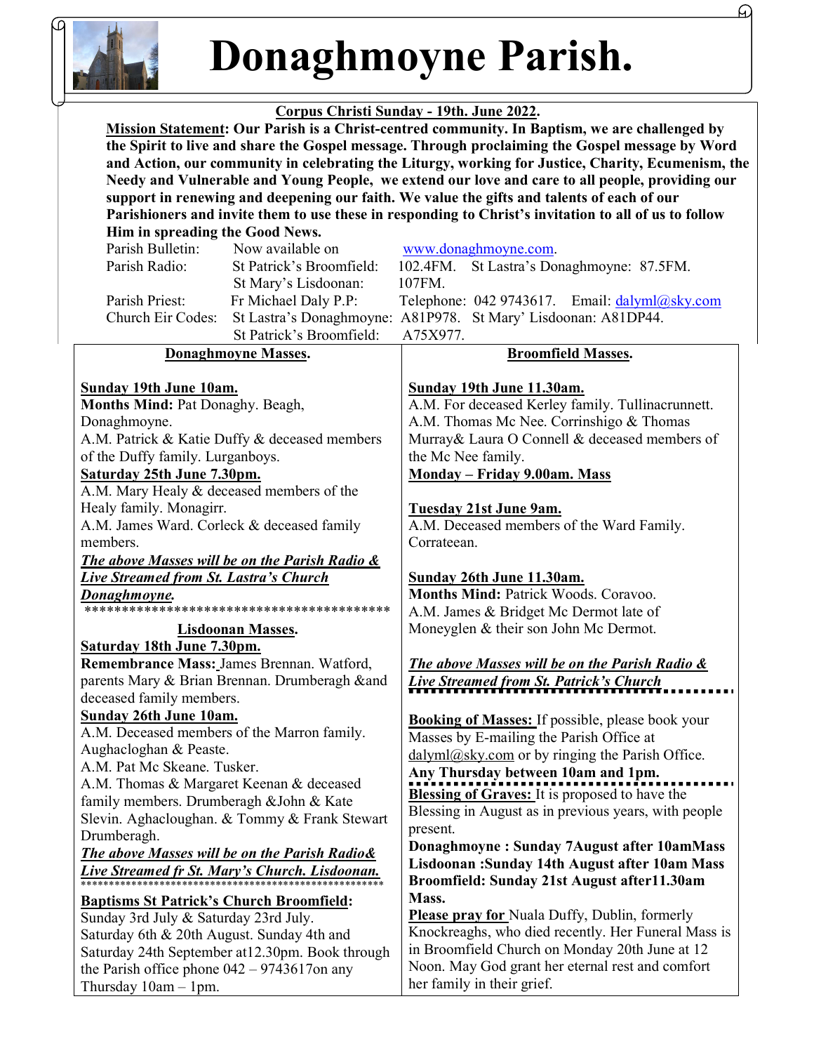# Donaghmoyne Parish.

**Corpus Christi Sunday - 19th. June 2022.**

**Mission Statement: Our Parish is a Christ-centred community. In Baptism, we are challenged by the Spirit to live and share the Gospel message. Through proclaiming the Gospel message by Word and Action, our community in celebrating the Liturgy, working for Justice, Charity, Ecumenism, the Needy and Vulnerable and Young People, we extend our love and care to all people, providing our support in renewing and deepening our faith. We value the gifts and talents of each of our Parishioners and invite them to use these in responding to Christ's invitation to all of us to follow Him in spreading the Good News.**

Parish Bulletin: Now available on www.donaghmoyne.com.
Parish Radio: St Patrick's Broomfield: 102.4FM. St Lastra's Donaghmoyne: 87.5FM. St Mary's Lisdoonan: 107FM.
Parish Priest: Fr Michael Daly P.P: Telephone: 042 9743617. Email: dalyml@sky.com
Church Eir Codes: St Lastra's Donaghmoyne: A81P978. St Mary' Lisdoonan: A81DP44. St Patrick's Broomfield: A75X977.

## Donaghmoyne Masses.

**Sunday 19th June 10am.**
**Months Mind:** Pat Donaghy. Beagh, Donaghmoyne.
A.M. Patrick & Katie Duffy & deceased members of the Duffy family. Lurganboys.

**Saturday 25th June 7.30pm.**
A.M. Mary Healy & deceased members of the Healy family. Monagirr.
A.M. James Ward. Corleck & deceased family members.

***The above Masses will be on the Parish Radio & Live Streamed from St. Lastra's Church Donaghmoyne.***

*****************************************

## Lisdoonan Masses.

**Saturday 18th June 7.30pm.**
**Remembrance Mass:** James Brennan. Watford, parents Mary & Brian Brennan. Drumberagh &and deceased family members.

**Sunday 26th June 10am.**
A.M. Deceased members of the Marron family. Aughacloghan & Peaste.
A.M. Pat Mc Skeane. Tusker.
A.M. Thomas & Margaret Keenan & deceased family members. Drumberagh &John & Kate Slevin. Aghacloughan. & Tommy & Frank Stewart Drumberagh.

***The above Masses will be on the Parish Radio& Live Streamed fr St. Mary's Church. Lisdoonan.***

**Baptisms St Patrick's Church Broomfield:**
Sunday 3rd July & Saturday 23rd July. Saturday 6th & 20th August. Sunday 4th and Saturday 24th September at12.30pm. Book through the Parish office phone 042 – 9743617on any Thursday 10am – 1pm.

## Broomfield Masses.

**Sunday 19th June 11.30am.**
A.M. For deceased Kerley family. Tullinacrunnett.
A.M. Thomas Mc Nee. Corrinshigo & Thomas Murray& Laura O Connell & deceased members of the Mc Nee family.

**Monday – Friday 9.00am. Mass**

**Tuesday 21st June 9am.**
A.M. Deceased members of the Ward Family. Corrateean.

**Sunday 26th June 11.30am.**
**Months Mind:** Patrick Woods. Coravoo.
A.M. James & Bridget Mc Dermot late of Moneyglen & their son John Mc Dermot.

***The above Masses will be on the Parish Radio & Live Streamed from St. Patrick's Church***

**Booking of Masses:** If possible, please book your Masses by E-mailing the Parish Office at dalyml@sky.com or by ringing the Parish Office. **Any Thursday between 10am and 1pm.**

**Blessing of Graves:** It is proposed to have the Blessing in August as in previous years, with people present.
**Donaghmoyne : Sunday 7August after 10amMass**
**Lisdoonan :Sunday 14th August after 10am Mass**
**Broomfield: Sunday 21st August after11.30am Mass.**

**Please pray for** Nuala Duffy, Dublin, formerly Knockreaghs, who died recently. Her Funeral Mass is in Broomfield Church on Monday 20th June at 12 Noon. May God grant her eternal rest and comfort her family in their grief.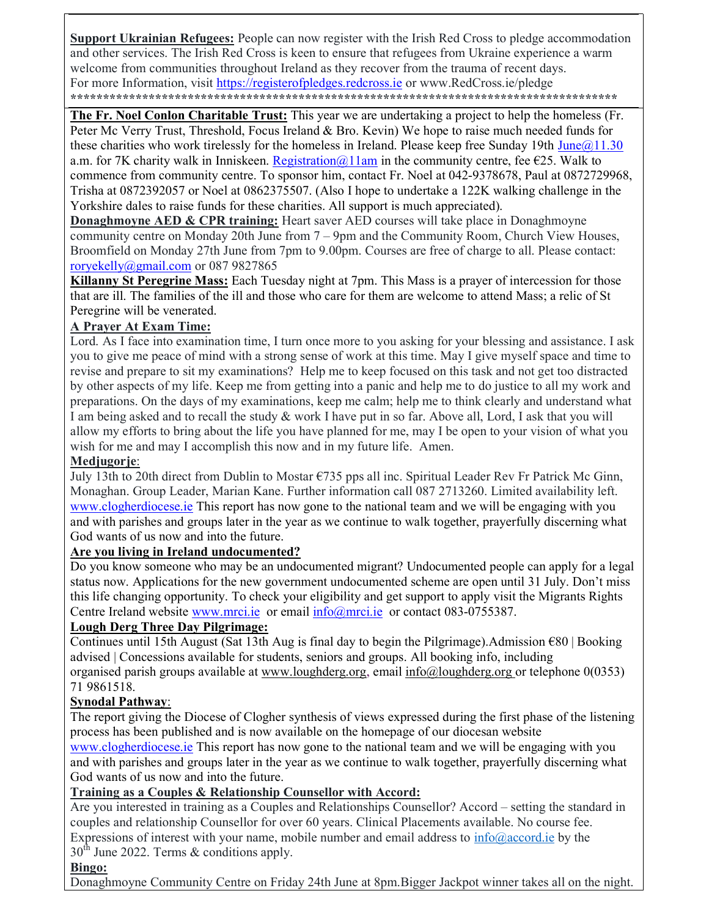**Support Ukrainian Refugees:** People can now register with the Irish Red Cross to pledge accommodation and other services. The Irish Red Cross is keen to ensure that refugees from Ukraine experience a warm welcome from communities throughout Ireland as they recover from the trauma of recent days. For more Information, visit https://registerofpledges.redcross.ie or www.RedCross.ie/pledge

*************************************************************************************

**The Fr. Noel Conlon Charitable Trust:** This year we are undertaking a project to help the homeless (Fr. Peter Mc Verry Trust, Threshold, Focus Ireland & Bro. Kevin) We hope to raise much needed funds for these charities who work tirelessly for the homeless in Ireland. Please keep free Sunday 19th June@11.30 a.m. for 7K charity walk in Inniskeen. Registration@11am in the community centre, fee €25. Walk to commence from community centre. To sponsor him, contact Fr. Noel at 042-9378678, Paul at 0872729968, Trisha at 0872392057 or Noel at 0862375507. (Also I hope to undertake a 122K walking challenge in the Yorkshire dales to raise funds for these charities. All support is much appreciated).

**Donaghmoyne AED & CPR training:** Heart saver AED courses will take place in Donaghmoyne community centre on Monday 20th June from 7 – 9pm and the Community Room, Church View Houses, Broomfield on Monday 27th June from 7pm to 9.00pm. Courses are free of charge to all. Please contact: roryekelly@gmail.com or 087 9827865

**Killanny St Peregrine Mass:** Each Tuesday night at 7pm. This Mass is a prayer of intercession for those that are ill. The families of the ill and those who care for them are welcome to attend Mass; a relic of St Peregrine will be venerated.

**A Prayer At Exam Time:**

Lord. As I face into examination time, I turn once more to you asking for your blessing and assistance. I ask you to give me peace of mind with a strong sense of work at this time. May I give myself space and time to revise and prepare to sit my examinations? Help me to keep focused on this task and not get too distracted by other aspects of my life. Keep me from getting into a panic and help me to do justice to all my work and preparations. On the days of my examinations, keep me calm; help me to think clearly and understand what I am being asked and to recall the study & work I have put in so far. Above all, Lord, I ask that you will allow my efforts to bring about the life you have planned for me, may I be open to your vision of what you wish for me and may I accomplish this now and in my future life. Amen.

**Medjugorje**:

July 13th to 20th direct from Dublin to Mostar €735 pps all inc. Spiritual Leader Rev Fr Patrick Mc Ginn, Monaghan. Group Leader, Marian Kane. Further information call 087 2713260. Limited availability left. www.clogherdiocese.ie This report has now gone to the national team and we will be engaging with you and with parishes and groups later in the year as we continue to walk together, prayerfully discerning what God wants of us now and into the future.

**Are you living in Ireland undocumented?**

Do you know someone who may be an undocumented migrant? Undocumented people can apply for a legal status now. Applications for the new government undocumented scheme are open until 31 July. Don't miss this life changing opportunity. To check your eligibility and get support to apply visit the Migrants Rights Centre Ireland website www.mrci.ie or email info@mrci.ie or contact 083-0755387.

**Lough Derg Three Day Pilgrimage:**

Continues until 15th August (Sat 13th Aug is final day to begin the Pilgrimage).Admission €80 | Booking advised | Concessions available for students, seniors and groups. All booking info, including organised parish groups available at www.loughderg.org, email info@loughderg.org or telephone 0(0353) 71 9861518.

**Synodal Pathway**:

The report giving the Diocese of Clogher synthesis of views expressed during the first phase of the listening process has been published and is now available on the homepage of our diocesan website www.clogherdiocese.ie This report has now gone to the national team and we will be engaging with you and with parishes and groups later in the year as we continue to walk together, prayerfully discerning what God wants of us now and into the future.

**Training as a Couples & Relationship Counsellor with Accord:**

Are you interested in training as a Couples and Relationships Counsellor? Accord – setting the standard in couples and relationship Counsellor for over 60 years. Clinical Placements available. No course fee. Expressions of interest with your name, mobile number and email address to info@accord.ie by the 30th June 2022. Terms & conditions apply.

**Bingo:**

Donaghmoyne Community Centre on Friday 24th June at 8pm.Bigger Jackpot winner takes all on the night.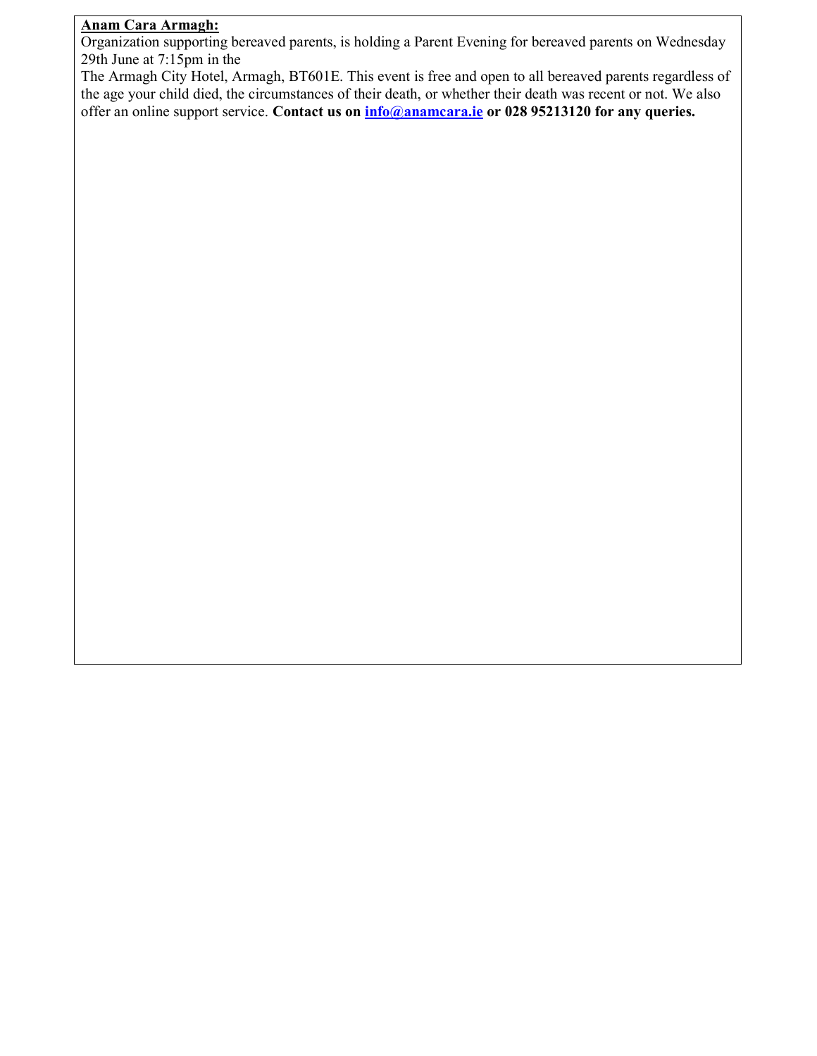**Anam Cara Armagh:**

Organization supporting bereaved parents, is holding a Parent Evening for bereaved parents on Wednesday 29th June at 7:15pm in the
The Armagh City Hotel, Armagh, BT601E. This event is free and open to all bereaved parents regardless of the age your child died, the circumstances of their death, or whether their death was recent or not. We also offer an online support service. **Contact us on info@anamcara.ie or 028 95213120 for any queries.**